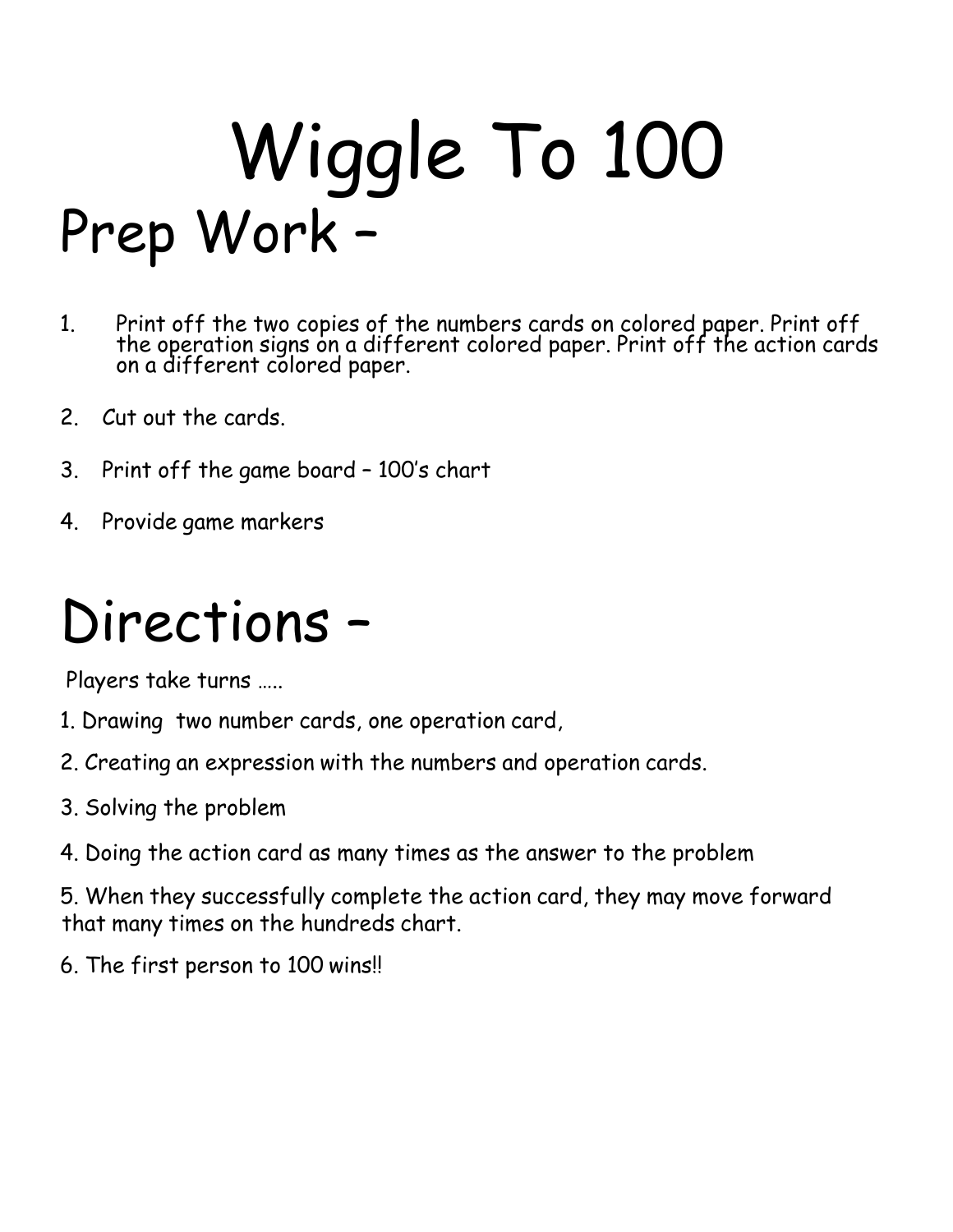# Wiggle To 100

## Prep Work –

1. Print off the two copies of the numbers cards on colored paper. Print off the operation signs on a different colored paper. Print off the action cards on a different colored paper.
2. Cut out the cards.
3. Print off the game board – 100's chart
4. Provide game markers

## Directions –

Players take turns …..

1. Drawing two number cards, one operation card,
2. Creating an expression with the numbers and operation cards.
3. Solving the problem
4. Doing the action card as many times as the answer to the problem
5. When they successfully complete the action card, they may move forward that many times on the hundreds chart.
6. The first person to 100 wins!!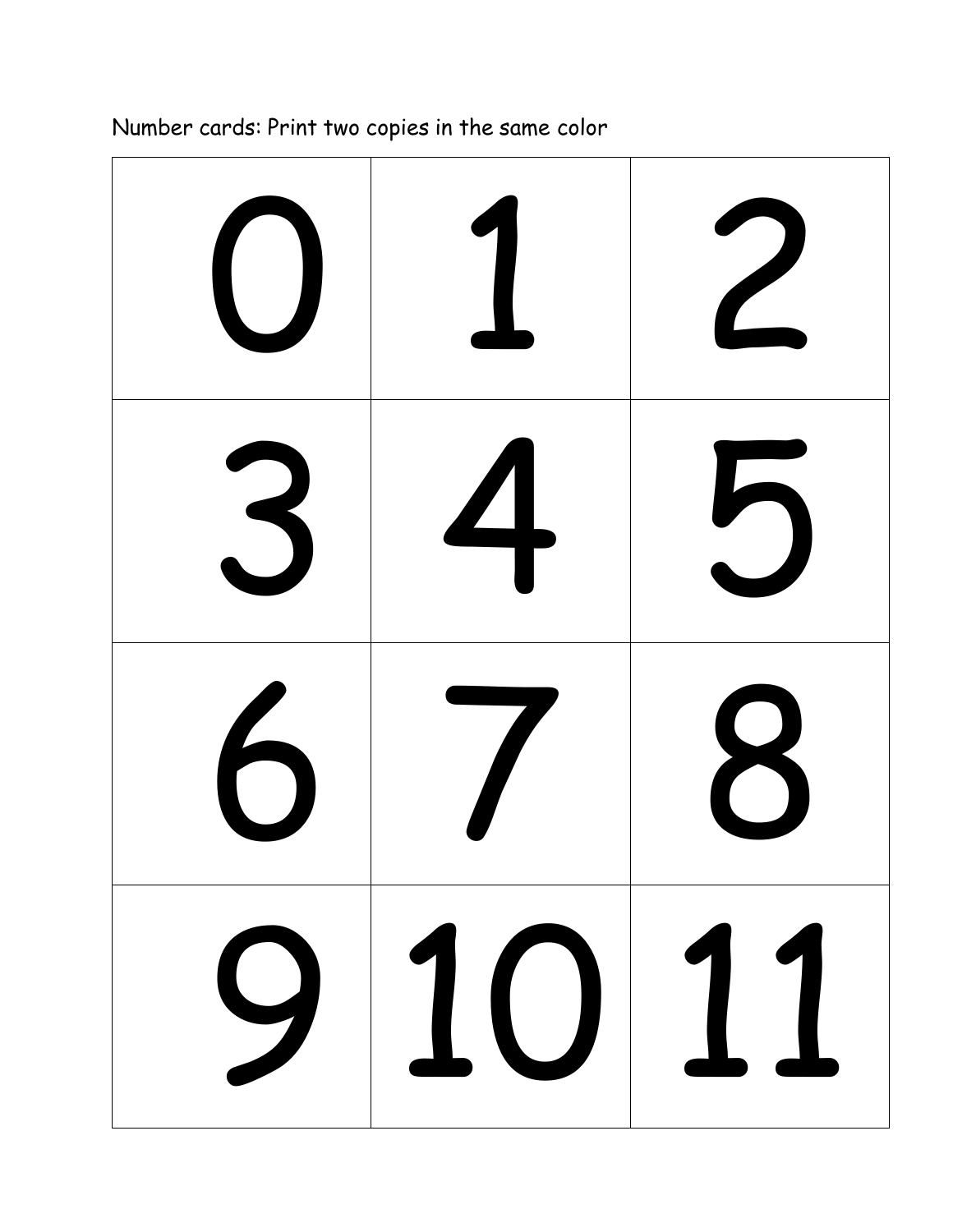Number cards: Print two copies in the same color

| | | |
|---|---|---|
| 0 | 1 | 2 |
| 3 | 4 | 5 |
| 6 | 7 | 8 |
| 9 | 10 | 11 |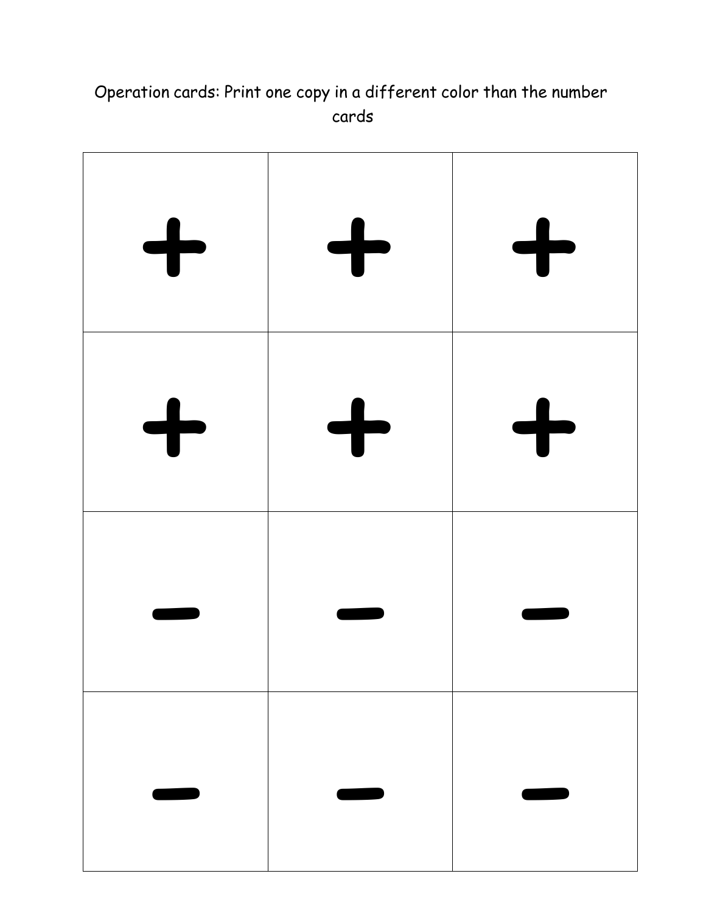Operation cards: Print one copy in a different color than the number cards

| | | |
|---|---|---|
| + | + | + |
| + | + | + |
| − | − | − |
| − | − | − |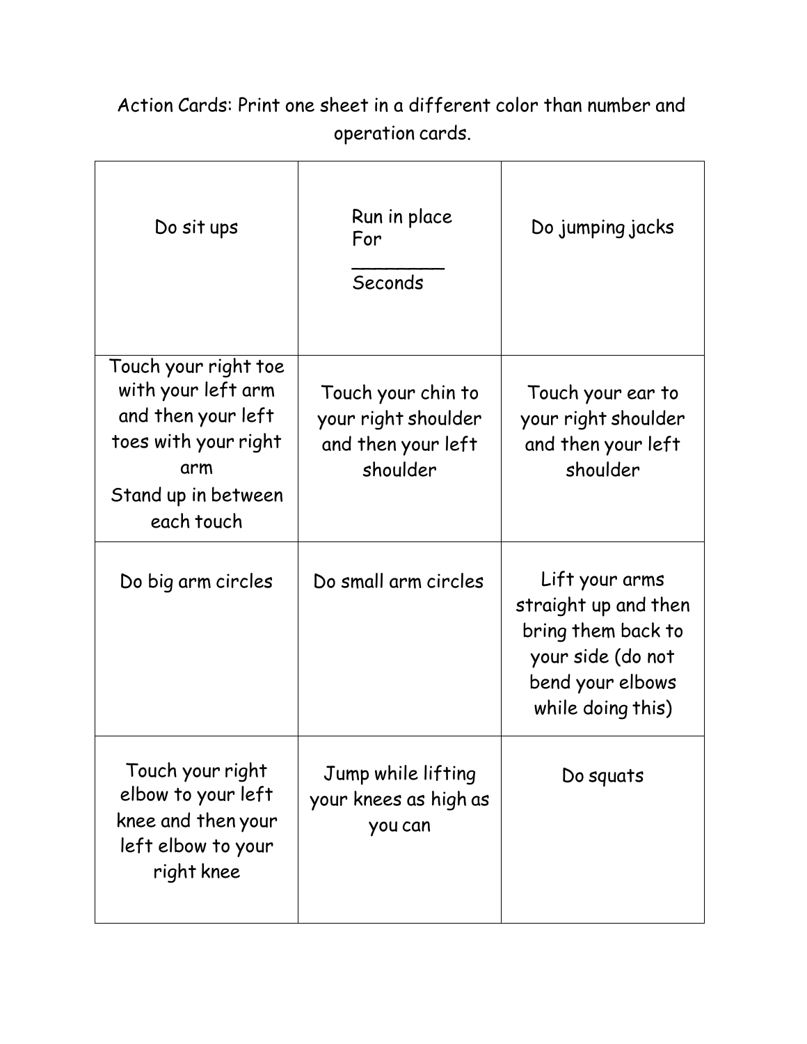Action Cards: Print one sheet in a different color than number and operation cards.

| | | |
|---|---|---|
| Do sit ups | Run in place For ________ Seconds | Do jumping jacks |
| Touch your right toe with your left arm and then your left toes with your right arm Stand up in between each touch | Touch your chin to your right shoulder and then your left shoulder | Touch your ear to your right shoulder and then your left shoulder |
| Do big arm circles | Do small arm circles | Lift your arms straight up and then bring them back to your side (do not bend your elbows while doing this) |
| Touch your right elbow to your left knee and then your left elbow to your right knee | Jump while lifting your knees as high as you can | Do squats |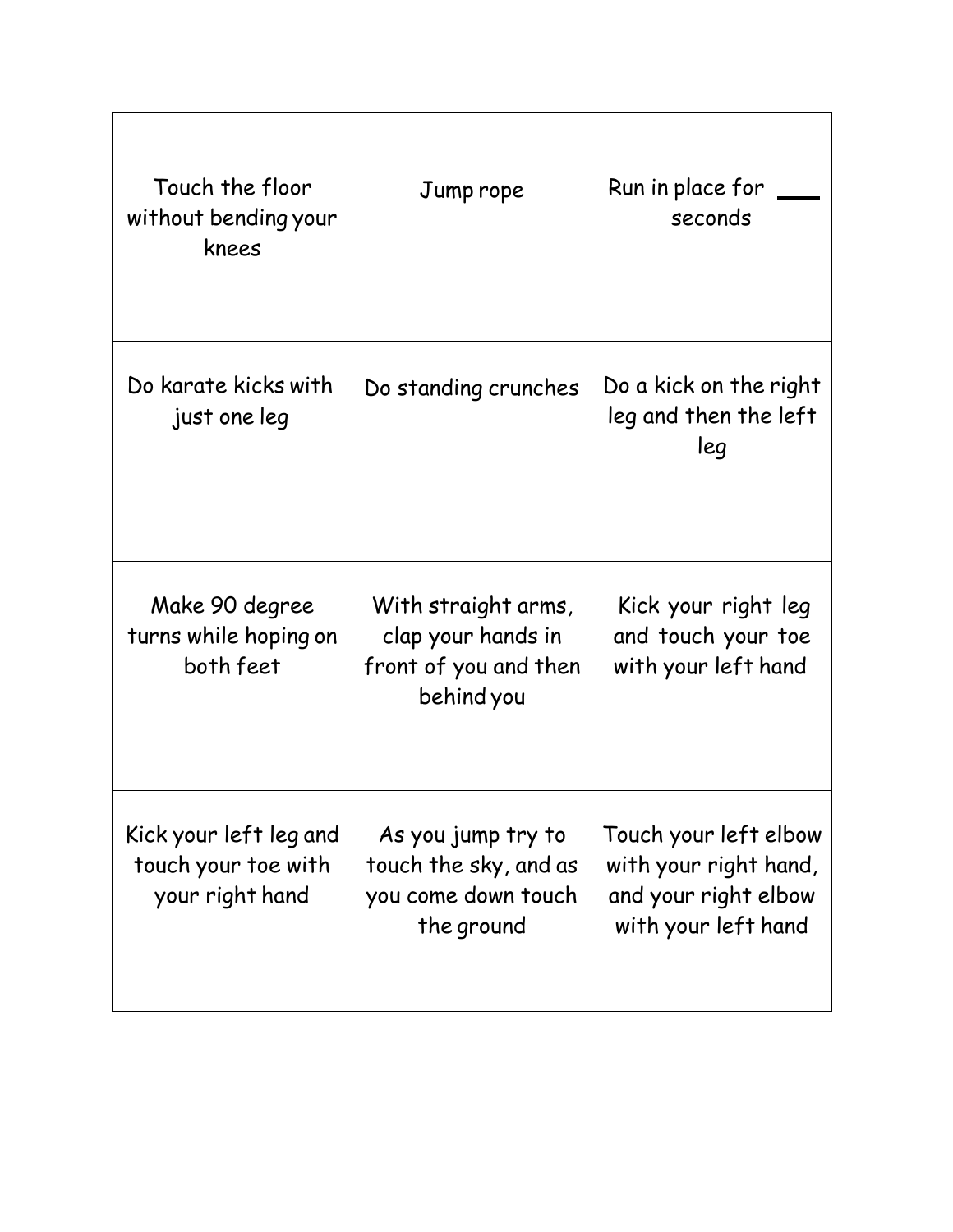| | | |
|---|---|---|
| Touch the floor without bending your knees | Jump rope | Run in place for ___ seconds |
| Do karate kicks with just one leg | Do standing crunches | Do a kick on the right leg and then the left leg |
| Make 90 degree turns while hoping on both feet | With straight arms, clap your hands in front of you and then behind you | Kick your right leg and touch your toe with your left hand |
| Kick your left leg and touch your toe with your right hand | As you jump try to touch the sky, and as you come down touch the ground | Touch your left elbow with your right hand, and your right elbow with your left hand |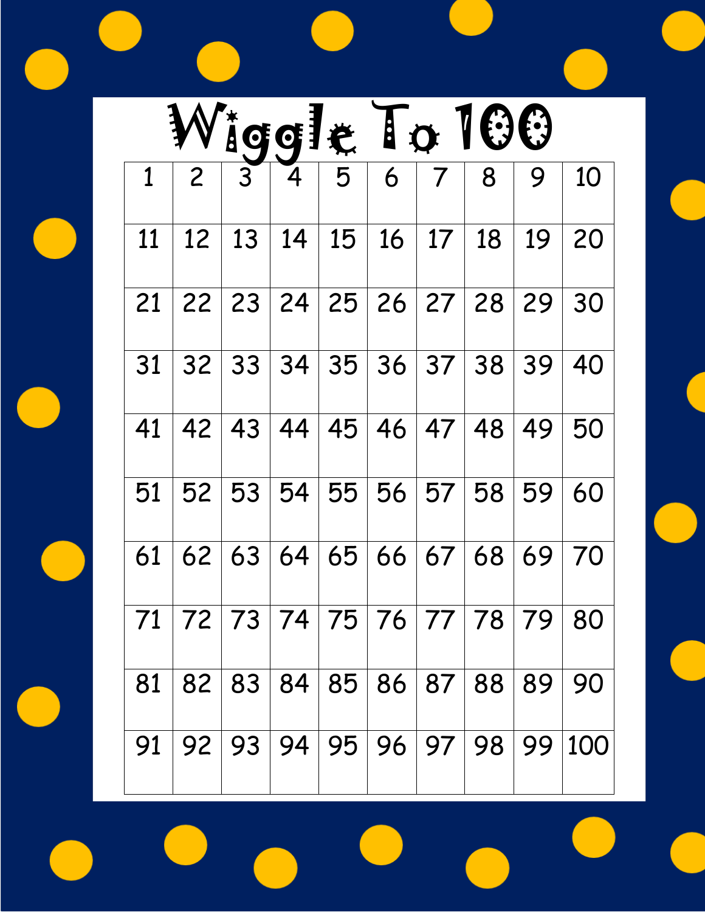# Wiggle To 100

| | | | | | | | | | |
|---|---|---|---|---|---|---|---|---|---|
| 1 | 2 | 3 | 4 | 5 | 6 | 7 | 8 | 9 | 10 |
| 11 | 12 | 13 | 14 | 15 | 16 | 17 | 18 | 19 | 20 |
| 21 | 22 | 23 | 24 | 25 | 26 | 27 | 28 | 29 | 30 |
| 31 | 32 | 33 | 34 | 35 | 36 | 37 | 38 | 39 | 40 |
| 41 | 42 | 43 | 44 | 45 | 46 | 47 | 48 | 49 | 50 |
| 51 | 52 | 53 | 54 | 55 | 56 | 57 | 58 | 59 | 60 |
| 61 | 62 | 63 | 64 | 65 | 66 | 67 | 68 | 69 | 70 |
| 71 | 72 | 73 | 74 | 75 | 76 | 77 | 78 | 79 | 80 |
| 81 | 82 | 83 | 84 | 85 | 86 | 87 | 88 | 89 | 90 |
| 91 | 92 | 93 | 94 | 95 | 96 | 97 | 98 | 99 | 100 |